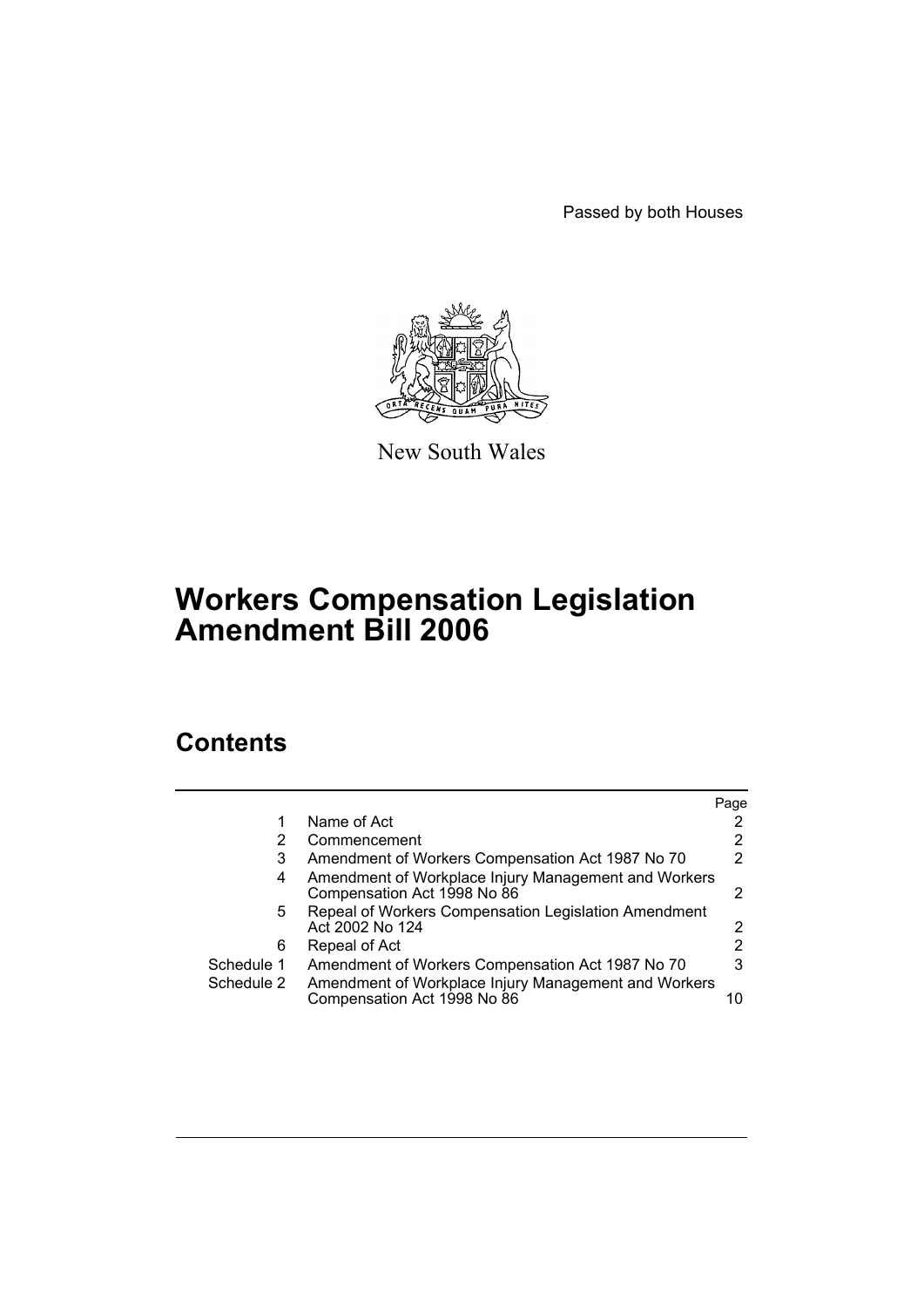Passed by both Houses

New South Wales

# Workers Compensation Legislation Amendment Bill 2006

## Contents

| | | Page |
|---|---|---|
| 1 | Name of Act | 2 |
| 2 | Commencement | 2 |
| 3 | Amendment of Workers Compensation Act 1987 No 70 | 2 |
| 4 | Amendment of Workplace Injury Management and Workers Compensation Act 1998 No 86 | 2 |
| 5 | Repeal of Workers Compensation Legislation Amendment Act 2002 No 124 | 2 |
| 6 | Repeal of Act | 2 |
| Schedule 1 | Amendment of Workers Compensation Act 1987 No 70 | 3 |
| Schedule 2 | Amendment of Workplace Injury Management and Workers Compensation Act 1998 No 86 | 10 |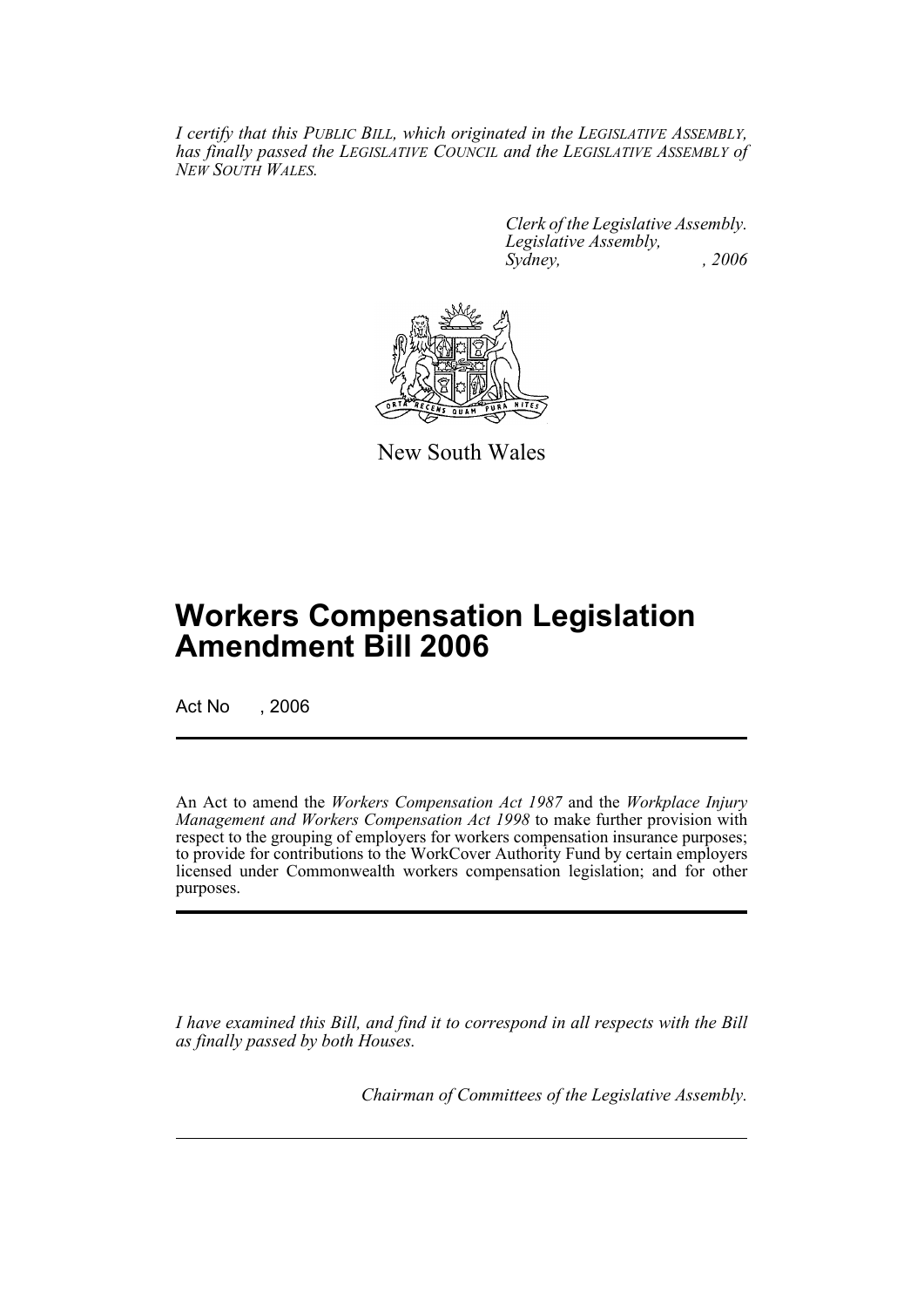*I certify that this PUBLIC BILL, which originated in the LEGISLATIVE ASSEMBLY, has finally passed the LEGISLATIVE COUNCIL and the LEGISLATIVE ASSEMBLY of NEW SOUTH WALES.*

*Clerk of the Legislative Assembly.*
*Legislative Assembly,*
*Sydney, , 2006*

New South Wales

# Workers Compensation Legislation Amendment Bill 2006

Act No , 2006

An Act to amend the *Workers Compensation Act 1987* and the *Workplace Injury Management and Workers Compensation Act 1998* to make further provision with respect to the grouping of employers for workers compensation insurance purposes; to provide for contributions to the WorkCover Authority Fund by certain employers licensed under Commonwealth workers compensation legislation; and for other purposes.

*I have examined this Bill, and find it to correspond in all respects with the Bill as finally passed by both Houses.*

*Chairman of Committees of the Legislative Assembly.*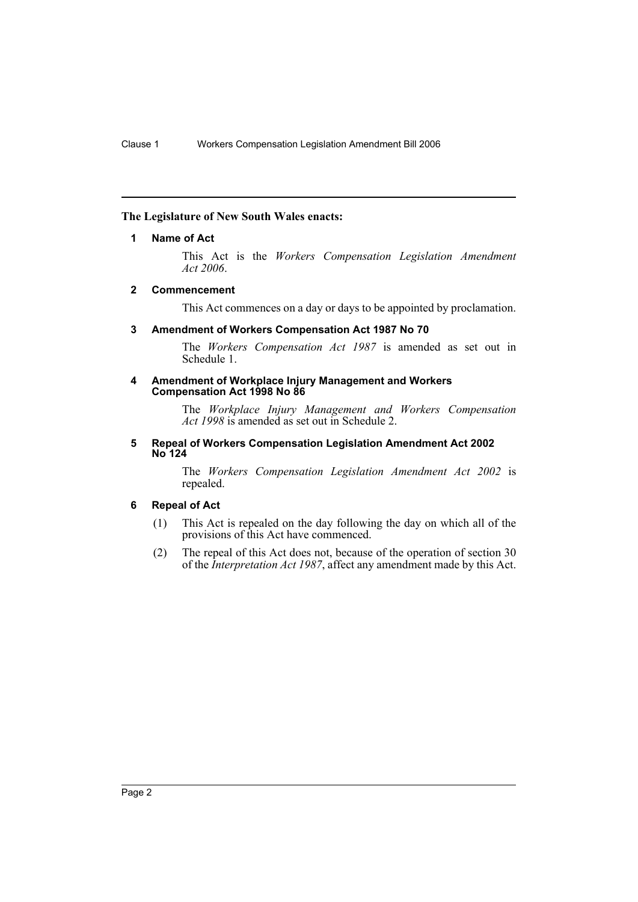**The Legislature of New South Wales enacts:**

## 1 Name of Act

This Act is the *Workers Compensation Legislation Amendment Act 2006*.

## 2 Commencement

This Act commences on a day or days to be appointed by proclamation.

## 3 Amendment of Workers Compensation Act 1987 No 70

The *Workers Compensation Act 1987* is amended as set out in Schedule 1.

## 4 Amendment of Workplace Injury Management and Workers Compensation Act 1998 No 86

The *Workplace Injury Management and Workers Compensation Act 1998* is amended as set out in Schedule 2.

## 5 Repeal of Workers Compensation Legislation Amendment Act 2002 No 124

The *Workers Compensation Legislation Amendment Act 2002* is repealed.

## 6 Repeal of Act

(1) This Act is repealed on the day following the day on which all of the provisions of this Act have commenced.

(2) The repeal of this Act does not, because of the operation of section 30 of the *Interpretation Act 1987*, affect any amendment made by this Act.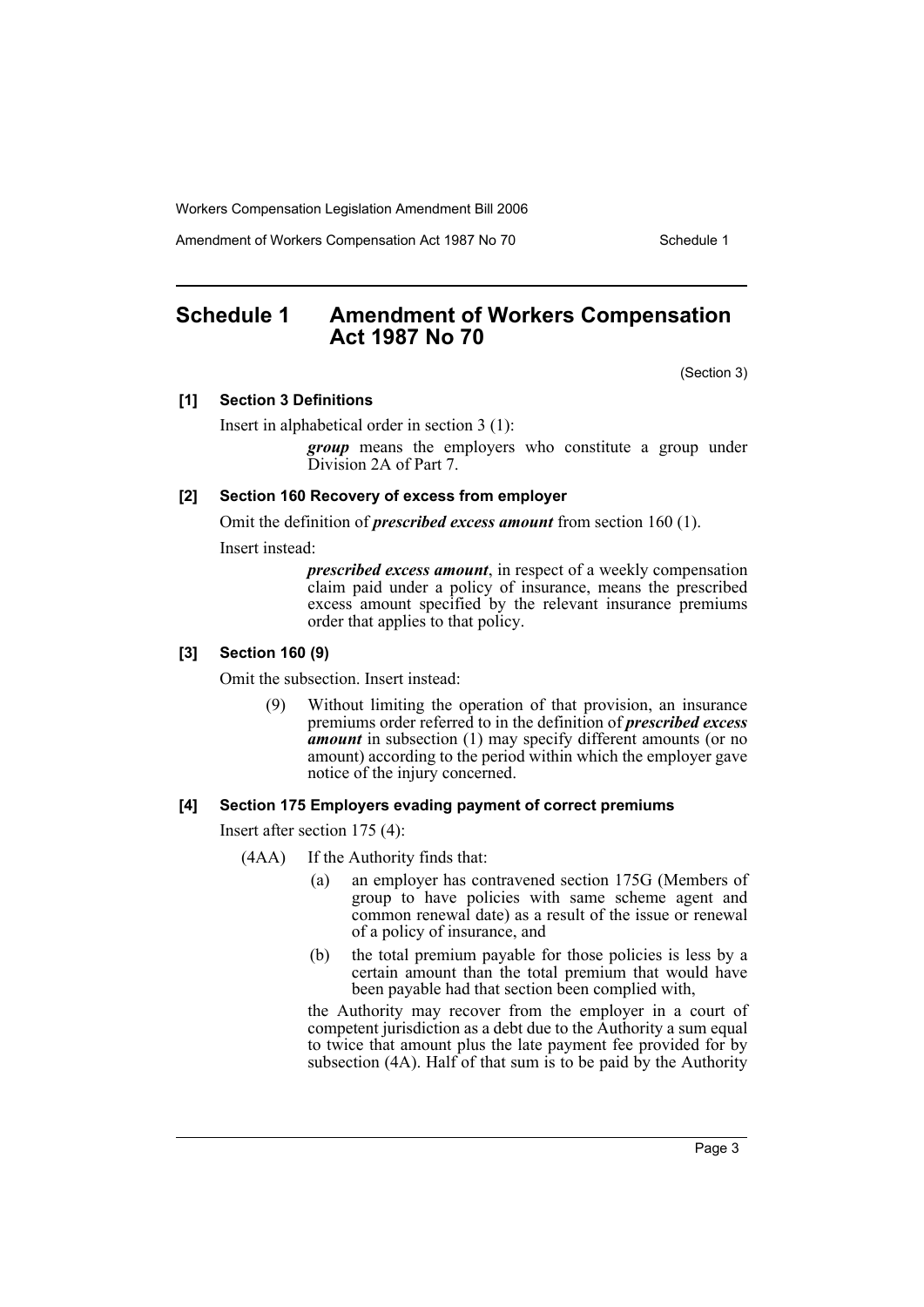## Schedule 1 Amendment of Workers Compensation Act 1987 No 70

(Section 3)

### [1] Section 3 Definitions

Insert in alphabetical order in section 3 (1):

> ***group*** means the employers who constitute a group under Division 2A of Part 7.

### [2] Section 160 Recovery of excess from employer

Omit the definition of ***prescribed excess amount*** from section 160 (1).

Insert instead:

> ***prescribed excess amount***, in respect of a weekly compensation claim paid under a policy of insurance, means the prescribed excess amount specified by the relevant insurance premiums order that applies to that policy.

### [3] Section 160 (9)

Omit the subsection. Insert instead:

> (9) Without limiting the operation of that provision, an insurance premiums order referred to in the definition of ***prescribed excess amount*** in subsection (1) may specify different amounts (or no amount) according to the period within which the employer gave notice of the injury concerned.

### [4] Section 175 Employers evading payment of correct premiums

Insert after section 175 (4):

> (4AA) If the Authority finds that:
>
> (a) an employer has contravened section 175G (Members of group to have policies with same scheme agent and common renewal date) as a result of the issue or renewal of a policy of insurance, and
>
> (b) the total premium payable for those policies is less by a certain amount than the total premium that would have been payable had that section been complied with,
>
> the Authority may recover from the employer in a court of competent jurisdiction as a debt due to the Authority a sum equal to twice that amount plus the late payment fee provided for by subsection (4A). Half of that sum is to be paid by the Authority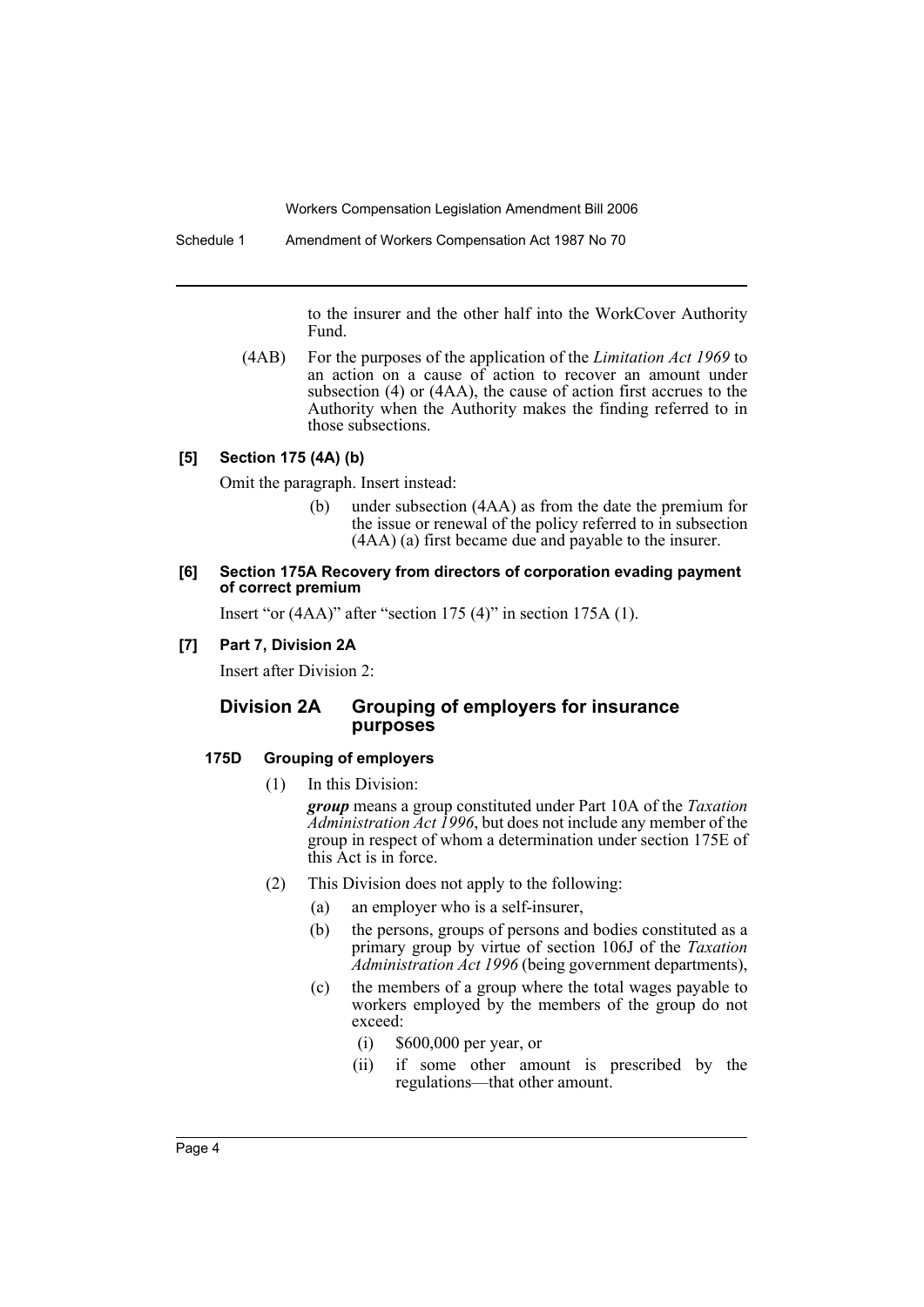to the insurer and the other half into the WorkCover Authority Fund.

(4AB) For the purposes of the application of the *Limitation Act 1969* to an action on a cause of action to recover an amount under subsection (4) or (4AA), the cause of action first accrues to the Authority when the Authority makes the finding referred to in those subsections.

#### [5] Section 175 (4A) (b)

Omit the paragraph. Insert instead:

(b) under subsection (4AA) as from the date the premium for the issue or renewal of the policy referred to in subsection (4AA) (a) first became due and payable to the insurer.

#### [6] Section 175A Recovery from directors of corporation evading payment of correct premium

Insert "or (4AA)" after "section 175 (4)" in section 175A (1).

#### [7] Part 7, Division 2A

Insert after Division 2:

## Division 2A Grouping of employers for insurance purposes

### 175D Grouping of employers

(1) In this Division:

***group*** means a group constituted under Part 10A of the *Taxation Administration Act 1996*, but does not include any member of the group in respect of whom a determination under section 175E of this Act is in force.

(2) This Division does not apply to the following:

(a) an employer who is a self-insurer,

(b) the persons, groups of persons and bodies constituted as a primary group by virtue of section 106J of the *Taxation Administration Act 1996* (being government departments),

(c) the members of a group where the total wages payable to workers employed by the members of the group do not exceed:

(i) $600,000 per year, or

(ii) if some other amount is prescribed by the regulations—that other amount.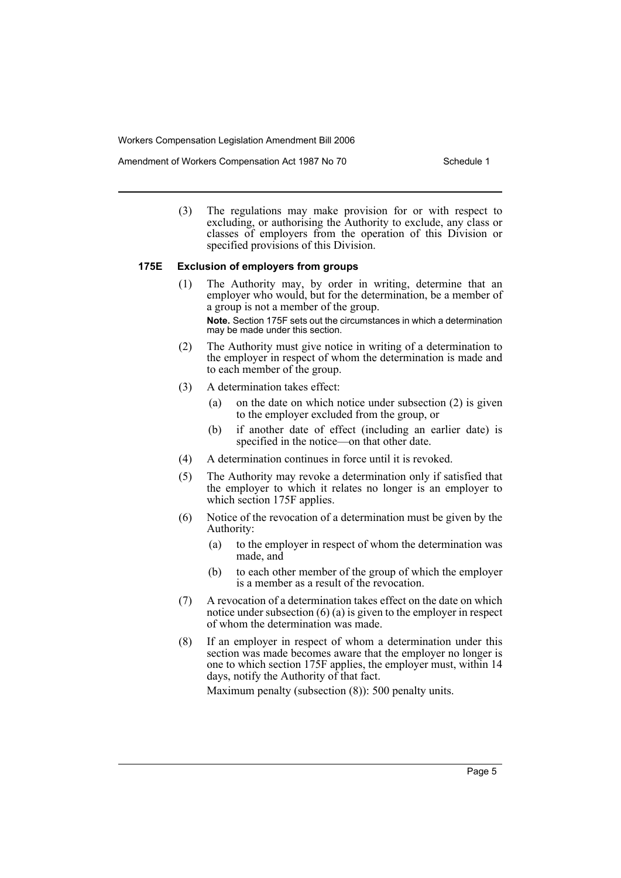(3) The regulations may make provision for or with respect to excluding, or authorising the Authority to exclude, any class or classes of employers from the operation of this Division or specified provisions of this Division.

### 175E Exclusion of employers from groups

(1) The Authority may, by order in writing, determine that an employer who would, but for the determination, be a member of a group is not a member of the group.

**Note.** Section 175F sets out the circumstances in which a determination may be made under this section.

(2) The Authority must give notice in writing of a determination to the employer in respect of whom the determination is made and to each member of the group.

(3) A determination takes effect:

- (a) on the date on which notice under subsection (2) is given to the employer excluded from the group, or
- (b) if another date of effect (including an earlier date) is specified in the notice—on that other date.

(4) A determination continues in force until it is revoked.

(5) The Authority may revoke a determination only if satisfied that the employer to which it relates no longer is an employer to which section 175F applies.

(6) Notice of the revocation of a determination must be given by the Authority:

- (a) to the employer in respect of whom the determination was made, and
- (b) to each other member of the group of which the employer is a member as a result of the revocation.

(7) A revocation of a determination takes effect on the date on which notice under subsection (6) (a) is given to the employer in respect of whom the determination was made.

(8) If an employer in respect of whom a determination under this section was made becomes aware that the employer no longer is one to which section 175F applies, the employer must, within 14 days, notify the Authority of that fact.

Maximum penalty (subsection (8)): 500 penalty units.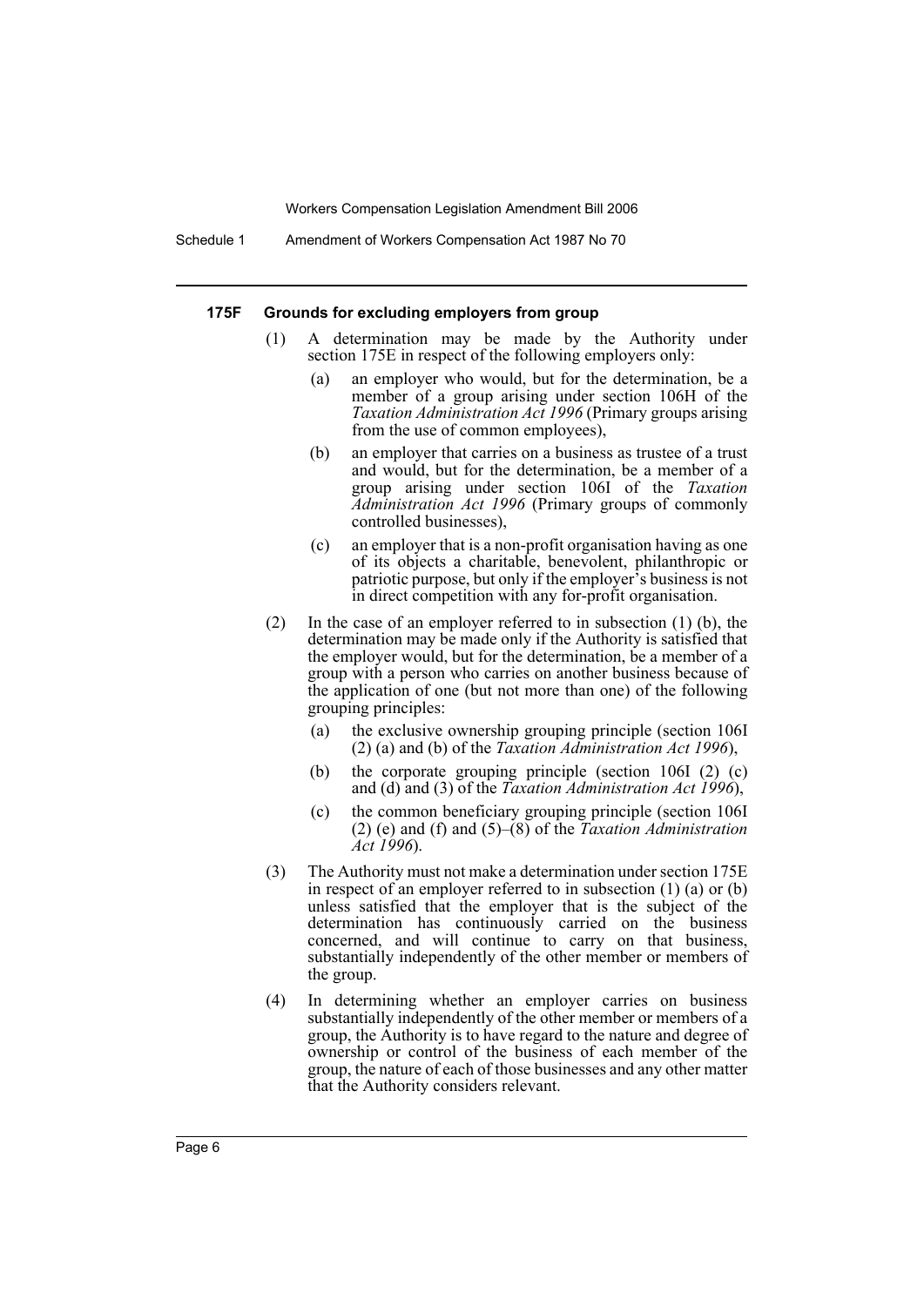#### 175F Grounds for excluding employers from group

(1) A determination may be made by the Authority under section 175E in respect of the following employers only:

(a) an employer who would, but for the determination, be a member of a group arising under section 106H of the *Taxation Administration Act 1996* (Primary groups arising from the use of common employees),

(b) an employer that carries on a business as trustee of a trust and would, but for the determination, be a member of a group arising under section 106I of the *Taxation Administration Act 1996* (Primary groups of commonly controlled businesses),

(c) an employer that is a non-profit organisation having as one of its objects a charitable, benevolent, philanthropic or patriotic purpose, but only if the employer's business is not in direct competition with any for-profit organisation.

(2) In the case of an employer referred to in subsection (1) (b), the determination may be made only if the Authority is satisfied that the employer would, but for the determination, be a member of a group with a person who carries on another business because of the application of one (but not more than one) of the following grouping principles:

(a) the exclusive ownership grouping principle (section 106I (2) (a) and (b) of the *Taxation Administration Act 1996*),

(b) the corporate grouping principle (section 106I (2) (c) and (d) and (3) of the *Taxation Administration Act 1996*),

(c) the common beneficiary grouping principle (section 106I (2) (e) and (f) and (5)–(8) of the *Taxation Administration Act 1996*).

(3) The Authority must not make a determination under section 175E in respect of an employer referred to in subsection (1) (a) or (b) unless satisfied that the employer that is the subject of the determination has continuously carried on the business concerned, and will continue to carry on that business, substantially independently of the other member or members of the group.

(4) In determining whether an employer carries on business substantially independently of the other member or members of a group, the Authority is to have regard to the nature and degree of ownership or control of the business of each member of the group, the nature of each of those businesses and any other matter that the Authority considers relevant.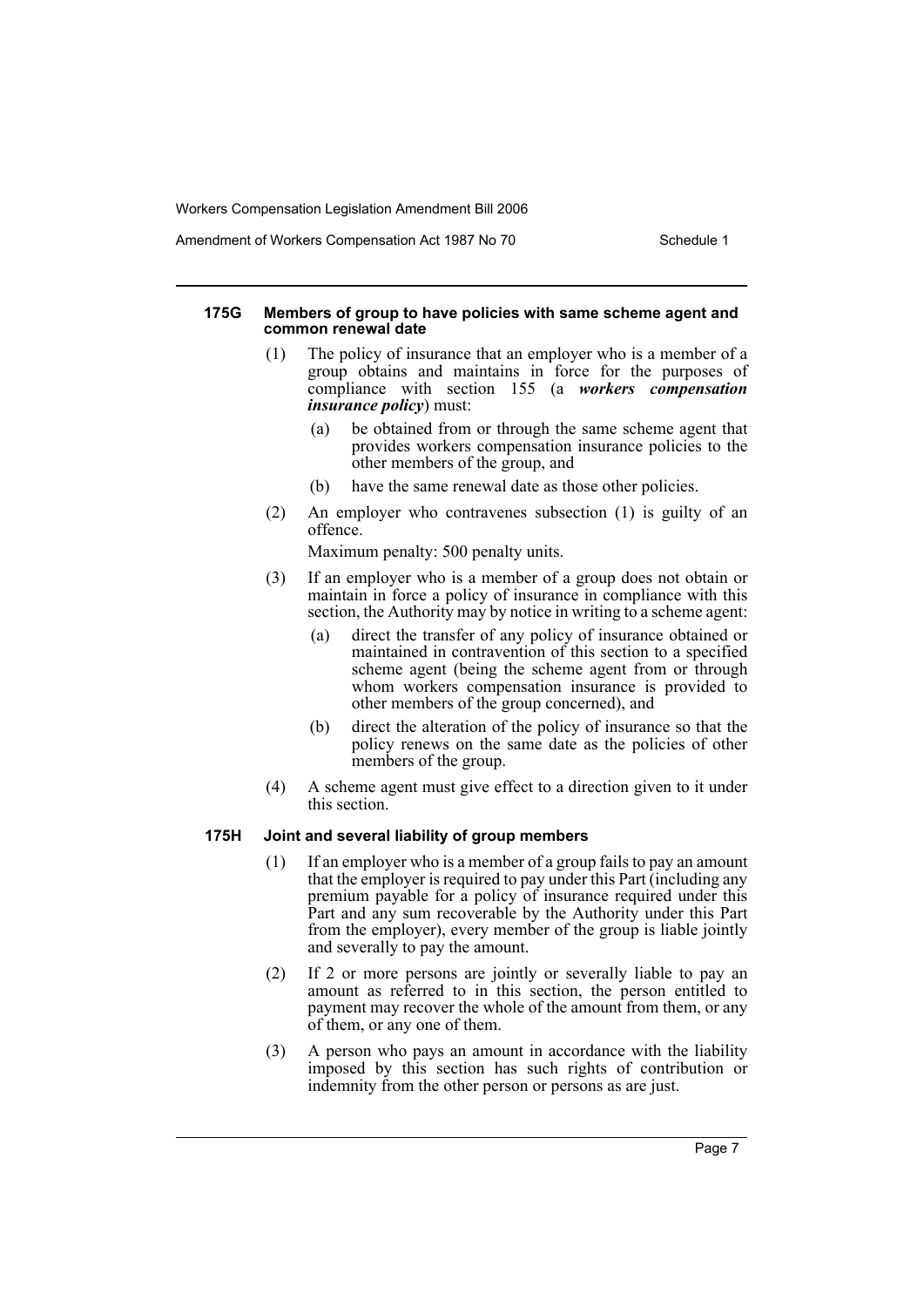#### 175G Members of group to have policies with same scheme agent and common renewal date

(1) The policy of insurance that an employer who is a member of a group obtains and maintains in force for the purposes of compliance with section 155 (a ***workers compensation insurance policy***) must:

- (a) be obtained from or through the same scheme agent that provides workers compensation insurance policies to the other members of the group, and
- (b) have the same renewal date as those other policies.

(2) An employer who contravenes subsection (1) is guilty of an offence.

Maximum penalty: 500 penalty units.

(3) If an employer who is a member of a group does not obtain or maintain in force a policy of insurance in compliance with this section, the Authority may by notice in writing to a scheme agent:

- (a) direct the transfer of any policy of insurance obtained or maintained in contravention of this section to a specified scheme agent (being the scheme agent from or through whom workers compensation insurance is provided to other members of the group concerned), and
- (b) direct the alteration of the policy of insurance so that the policy renews on the same date as the policies of other members of the group.

(4) A scheme agent must give effect to a direction given to it under this section.

#### 175H Joint and several liability of group members

(1) If an employer who is a member of a group fails to pay an amount that the employer is required to pay under this Part (including any premium payable for a policy of insurance required under this Part and any sum recoverable by the Authority under this Part from the employer), every member of the group is liable jointly and severally to pay the amount.

(2) If 2 or more persons are jointly or severally liable to pay an amount as referred to in this section, the person entitled to payment may recover the whole of the amount from them, or any of them, or any one of them.

(3) A person who pays an amount in accordance with the liability imposed by this section has such rights of contribution or indemnity from the other person or persons as are just.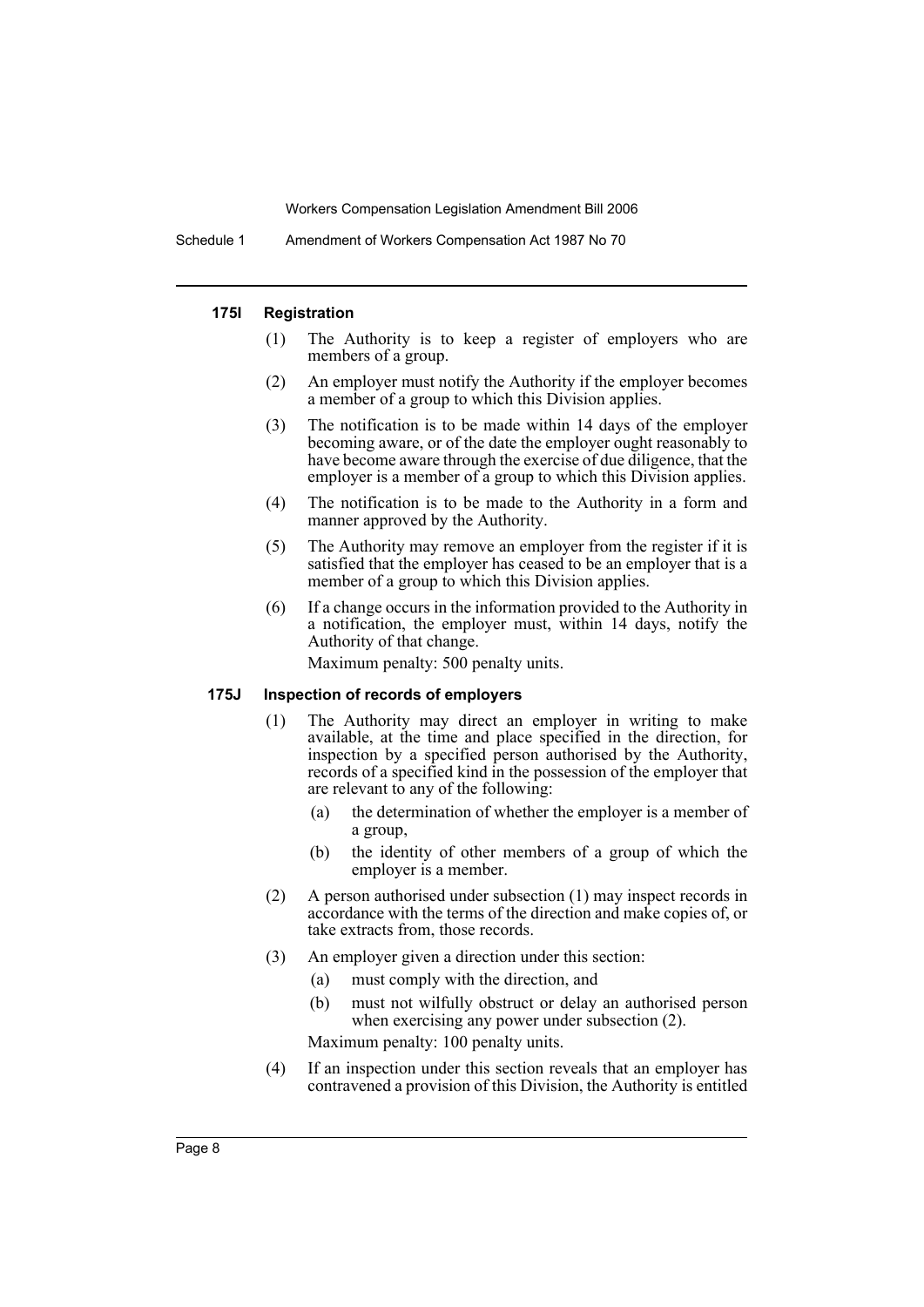#### 175I Registration

(1) The Authority is to keep a register of employers who are members of a group.

(2) An employer must notify the Authority if the employer becomes a member of a group to which this Division applies.

(3) The notification is to be made within 14 days of the employer becoming aware, or of the date the employer ought reasonably to have become aware through the exercise of due diligence, that the employer is a member of a group to which this Division applies.

(4) The notification is to be made to the Authority in a form and manner approved by the Authority.

(5) The Authority may remove an employer from the register if it is satisfied that the employer has ceased to be an employer that is a member of a group to which this Division applies.

(6) If a change occurs in the information provided to the Authority in a notification, the employer must, within 14 days, notify the Authority of that change.

Maximum penalty: 500 penalty units.

#### 175J Inspection of records of employers

(1) The Authority may direct an employer in writing to make available, at the time and place specified in the direction, for inspection by a specified person authorised by the Authority, records of a specified kind in the possession of the employer that are relevant to any of the following:

- (a) the determination of whether the employer is a member of a group,
- (b) the identity of other members of a group of which the employer is a member.

(2) A person authorised under subsection (1) may inspect records in accordance with the terms of the direction and make copies of, or take extracts from, those records.

(3) An employer given a direction under this section:

- (a) must comply with the direction, and
- (b) must not wilfully obstruct or delay an authorised person when exercising any power under subsection (2).

Maximum penalty: 100 penalty units.

(4) If an inspection under this section reveals that an employer has contravened a provision of this Division, the Authority is entitled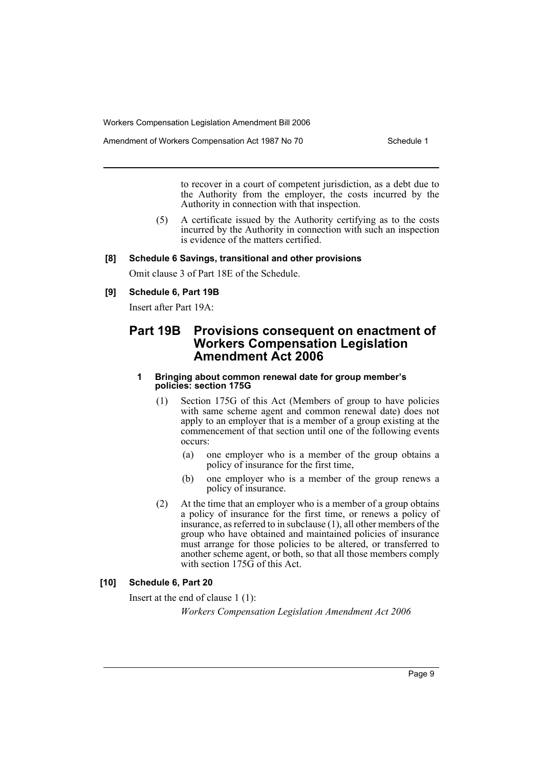to recover in a court of competent jurisdiction, as a debt due to the Authority from the employer, the costs incurred by the Authority in connection with that inspection.

(5) A certificate issued by the Authority certifying as to the costs incurred by the Authority in connection with such an inspection is evidence of the matters certified.

**[8] Schedule 6 Savings, transitional and other provisions**

Omit clause 3 of Part 18E of the Schedule.

**[9] Schedule 6, Part 19B**

Insert after Part 19A:

## Part 19B Provisions consequent on enactment of Workers Compensation Legislation Amendment Act 2006

### 1 Bringing about common renewal date for group member's policies: section 175G

(1) Section 175G of this Act (Members of group to have policies with same scheme agent and common renewal date) does not apply to an employer that is a member of a group existing at the commencement of that section until one of the following events occurs:

- (a) one employer who is a member of the group obtains a policy of insurance for the first time,
- (b) one employer who is a member of the group renews a policy of insurance.

(2) At the time that an employer who is a member of a group obtains a policy of insurance for the first time, or renews a policy of insurance, as referred to in subclause (1), all other members of the group who have obtained and maintained policies of insurance must arrange for those policies to be altered, or transferred to another scheme agent, or both, so that all those members comply with section 175G of this Act.

**[10] Schedule 6, Part 20**

Insert at the end of clause 1 (1):

*Workers Compensation Legislation Amendment Act 2006*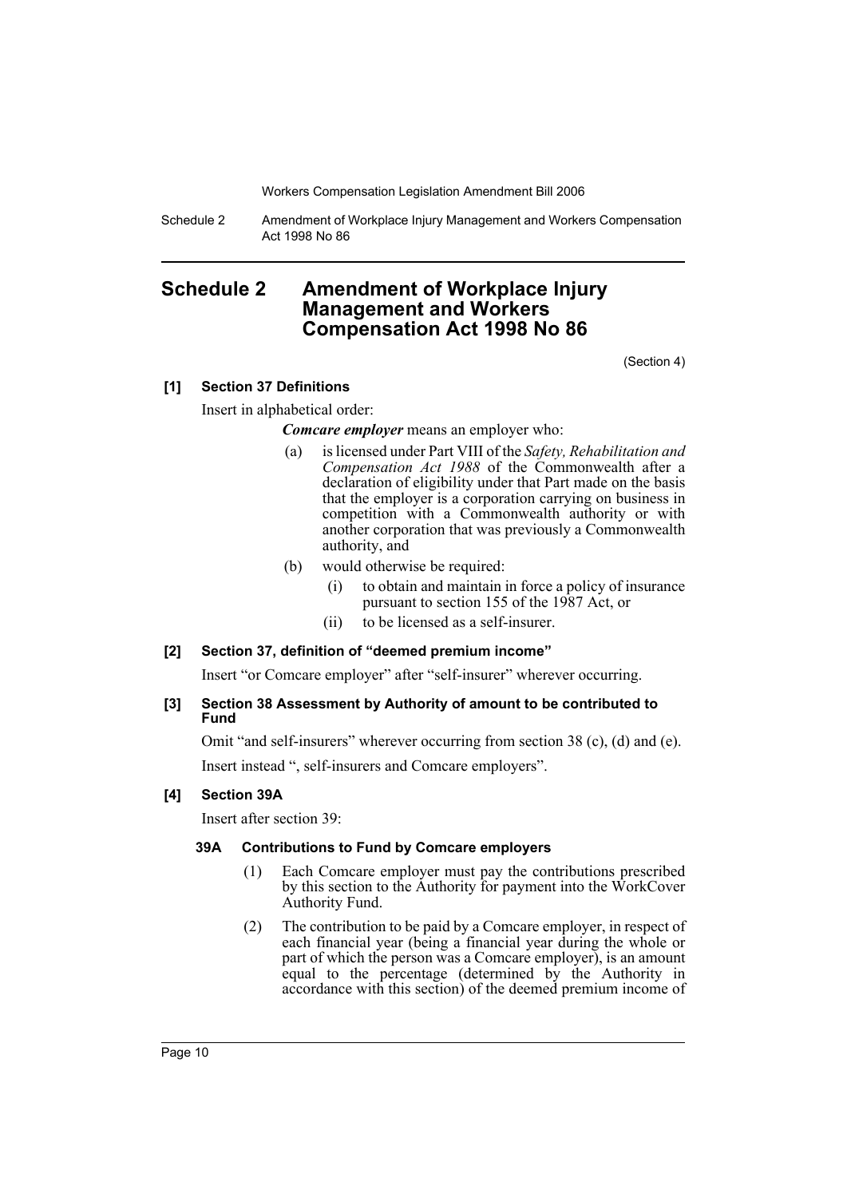# Schedule 2 Amendment of Workplace Injury Management and Workers Compensation Act 1998 No 86

(Section 4)

**[1] Section 37 Definitions**

Insert in alphabetical order:

> ***Comcare employer*** means an employer who:
>
> (a) is licensed under Part VIII of the *Safety, Rehabilitation and Compensation Act 1988* of the Commonwealth after a declaration of eligibility under that Part made on the basis that the employer is a corporation carrying on business in competition with a Commonwealth authority or with another corporation that was previously a Commonwealth authority, and
>
> (b) would otherwise be required:
>
> (i) to obtain and maintain in force a policy of insurance pursuant to section 155 of the 1987 Act, or
>
> (ii) to be licensed as a self-insurer.

**[2] Section 37, definition of "deemed premium income"**

Insert "or Comcare employer" after "self-insurer" wherever occurring.

**[3] Section 38 Assessment by Authority of amount to be contributed to Fund**

Omit "and self-insurers" wherever occurring from section 38 (c), (d) and (e).

Insert instead ", self-insurers and Comcare employers".

**[4] Section 39A**

Insert after section 39:

> **39A Contributions to Fund by Comcare employers**
>
> (1) Each Comcare employer must pay the contributions prescribed by this section to the Authority for payment into the WorkCover Authority Fund.
>
> (2) The contribution to be paid by a Comcare employer, in respect of each financial year (being a financial year during the whole or part of which the person was a Comcare employer), is an amount equal to the percentage (determined by the Authority in accordance with this section) of the deemed premium income of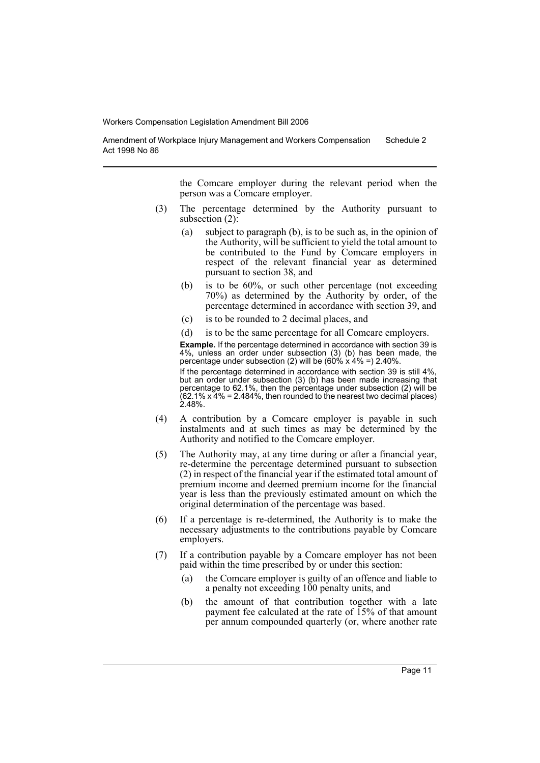the Comcare employer during the relevant period when the person was a Comcare employer.

(3) The percentage determined by the Authority pursuant to subsection (2):

- (a) subject to paragraph (b), is to be such as, in the opinion of the Authority, will be sufficient to yield the total amount to be contributed to the Fund by Comcare employers in respect of the relevant financial year as determined pursuant to section 38, and
- (b) is to be 60%, or such other percentage (not exceeding 70%) as determined by the Authority by order, of the percentage determined in accordance with section 39, and
- (c) is to be rounded to 2 decimal places, and
- (d) is to be the same percentage for all Comcare employers.

**Example.** If the percentage determined in accordance with section 39 is 4%, unless an order under subsection (3) (b) has been made, the percentage under subsection (2) will be (60% x 4% =) 2.40%.

If the percentage determined in accordance with section 39 is still 4%, but an order under subsection (3) (b) has been made increasing that percentage to 62.1%, then the percentage under subsection (2) will be (62.1% x 4% = 2.484%, then rounded to the nearest two decimal places) 2.48%.

(4) A contribution by a Comcare employer is payable in such instalments and at such times as may be determined by the Authority and notified to the Comcare employer.

(5) The Authority may, at any time during or after a financial year, re-determine the percentage determined pursuant to subsection (2) in respect of the financial year if the estimated total amount of premium income and deemed premium income for the financial year is less than the previously estimated amount on which the original determination of the percentage was based.

(6) If a percentage is re-determined, the Authority is to make the necessary adjustments to the contributions payable by Comcare employers.

(7) If a contribution payable by a Comcare employer has not been paid within the time prescribed by or under this section:

- (a) the Comcare employer is guilty of an offence and liable to a penalty not exceeding 100 penalty units, and
- (b) the amount of that contribution together with a late payment fee calculated at the rate of 15% of that amount per annum compounded quarterly (or, where another rate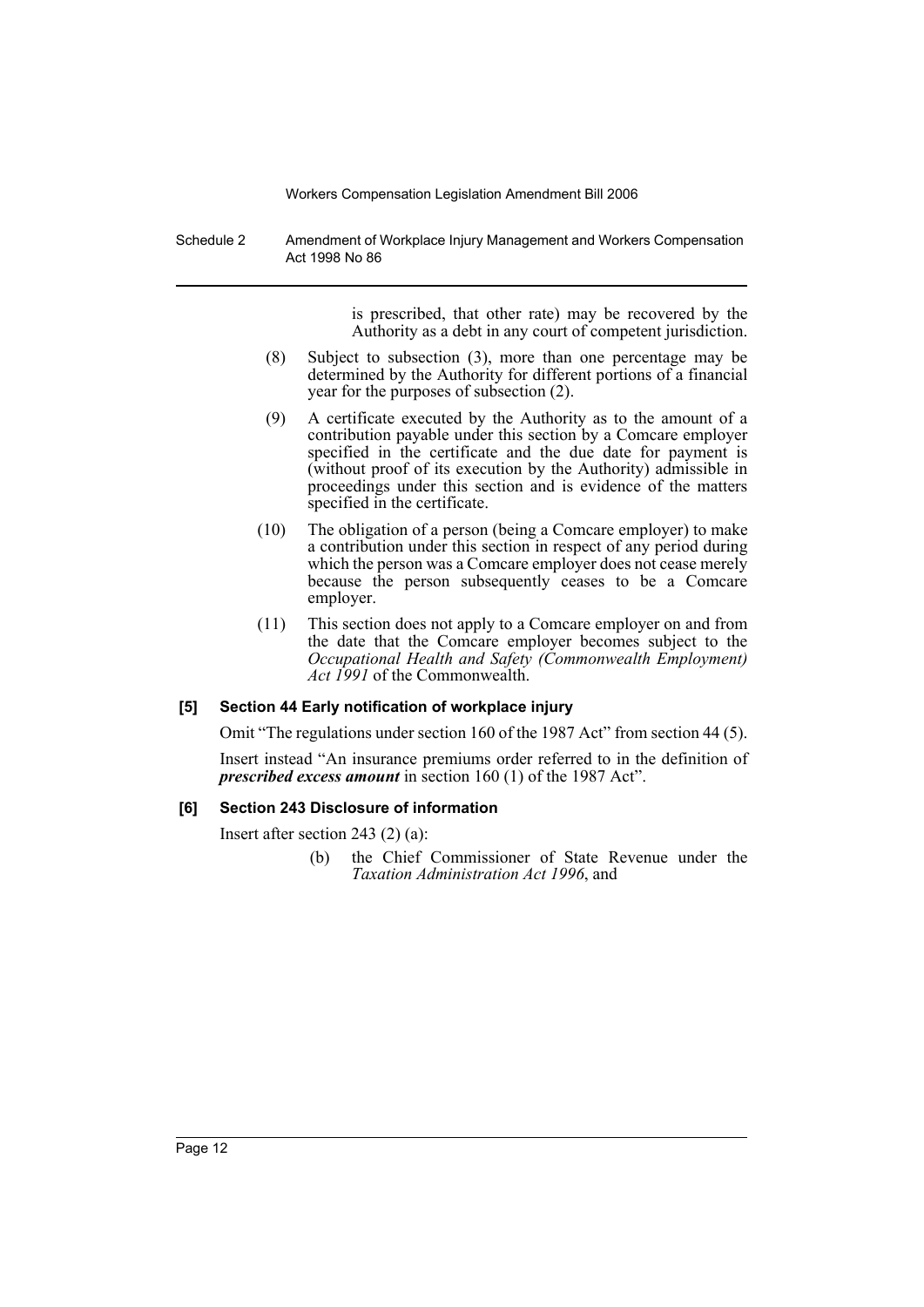is prescribed, that other rate) may be recovered by the Authority as a debt in any court of competent jurisdiction.

(8) Subject to subsection (3), more than one percentage may be determined by the Authority for different portions of a financial year for the purposes of subsection (2).

(9) A certificate executed by the Authority as to the amount of a contribution payable under this section by a Comcare employer specified in the certificate and the due date for payment is (without proof of its execution by the Authority) admissible in proceedings under this section and is evidence of the matters specified in the certificate.

(10) The obligation of a person (being a Comcare employer) to make a contribution under this section in respect of any period during which the person was a Comcare employer does not cease merely because the person subsequently ceases to be a Comcare employer.

(11) This section does not apply to a Comcare employer on and from the date that the Comcare employer becomes subject to the *Occupational Health and Safety (Commonwealth Employment) Act 1991* of the Commonwealth.

**[5] Section 44 Early notification of workplace injury**

Omit "The regulations under section 160 of the 1987 Act" from section 44 (5).

Insert instead "An insurance premiums order referred to in the definition of ***prescribed excess amount*** in section 160 (1) of the 1987 Act".

**[6] Section 243 Disclosure of information**

Insert after section 243 (2) (a):

(b) the Chief Commissioner of State Revenue under the *Taxation Administration Act 1996*, and